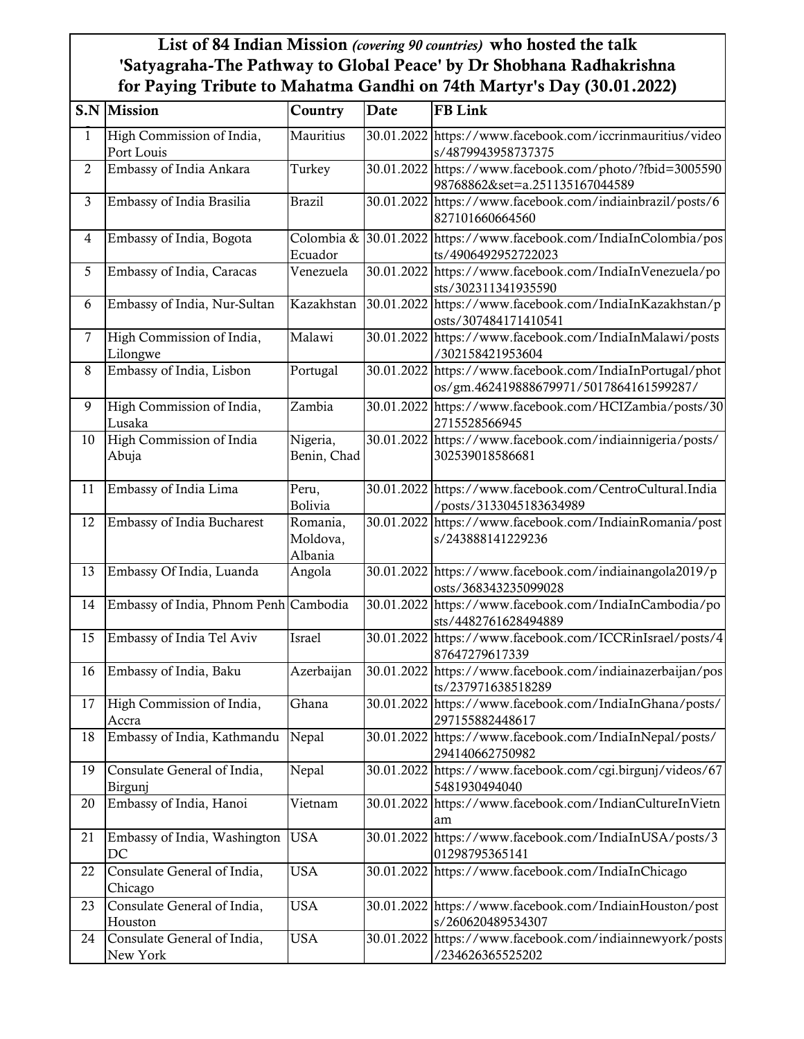# List of 84 Indian Mission *(covering 90 countries)* who hosted the talk 'Satyagraha-The Pathway to Global Peace' by Dr Shobhana Radhakrishna for Paying Tribute to Mahatma Gandhi on 74th Martyr's Day (30.01.2022)

| S.N | Mission | Country | Date | FB Link |
|---|---|---|---|---|
| 1 | High Commission of India, Port Louis | Mauritius | 30.01.2022 | https://www.facebook.com/iccrinmauritius/videos/4879943958737375 |
| 2 | Embassy of India Ankara | Turkey | 30.01.2022 | https://www.facebook.com/photo/?fbid=300559098768862&set=a.251135167044589 |
| 3 | Embassy of India Brasilia | Brazil | 30.01.2022 | https://www.facebook.com/indiainbrazil/posts/6827101660664560 |
| 4 | Embassy of India, Bogota | Colombia & Ecuador | 30.01.2022 | https://www.facebook.com/IndiaInColombia/posts/4906492952722023 |
| 5 | Embassy of India, Caracas | Venezuela | 30.01.2022 | https://www.facebook.com/IndiaInVenezuela/posts/302311341935590 |
| 6 | Embassy of India, Nur-Sultan | Kazakhstan | 30.01.2022 | https://www.facebook.com/IndiaInKazakhstan/posts/307484171410541 |
| 7 | High Commission of India, Lilongwe | Malawi | 30.01.2022 | https://www.facebook.com/IndiaInMalawi/posts/302158421953604 |
| 8 | Embassy of India, Lisbon | Portugal | 30.01.2022 | https://www.facebook.com/IndiaInPortugal/photos/gm.462419888679971/5017864161599287/ |
| 9 | High Commission of India, Lusaka | Zambia | 30.01.2022 | https://www.facebook.com/HCIZambia/posts/302715528566945 |
| 10 | High Commission of India Abuja | Nigeria, Benin, Chad | 30.01.2022 | https://www.facebook.com/indiainnigeria/posts/302539018586681 |
| 11 | Embassy of India Lima | Peru, Bolivia | 30.01.2022 | https://www.facebook.com/CentroCultural.India/posts/3133045183634989 |
| 12 | Embassy of India Bucharest | Romania, Moldova, Albania | 30.01.2022 | https://www.facebook.com/IndiainRomania/posts/243888141229236 |
| 13 | Embassy Of India, Luanda | Angola | 30.01.2022 | https://www.facebook.com/indiainangola2019/posts/368343235099028 |
| 14 | Embassy of India, Phnom Penh | Cambodia | 30.01.2022 | https://www.facebook.com/IndiaInCambodia/posts/4482761628494889 |
| 15 | Embassy of India Tel Aviv | Israel | 30.01.2022 | https://www.facebook.com/ICCRinIsrael/posts/487647279617339 |
| 16 | Embassy of India, Baku | Azerbaijan | 30.01.2022 | https://www.facebook.com/indiainazerbaijan/posts/237971638518289 |
| 17 | High Commission of India, Accra | Ghana | 30.01.2022 | https://www.facebook.com/IndiaInGhana/posts/297155882448617 |
| 18 | Embassy of India, Kathmandu | Nepal | 30.01.2022 | https://www.facebook.com/IndiaInNepal/posts/294140662750982 |
| 19 | Consulate General of India, Birgunj | Nepal | 30.01.2022 | https://www.facebook.com/cgi.birgunj/videos/675481930494040 |
| 20 | Embassy of India, Hanoi | Vietnam | 30.01.2022 | https://www.facebook.com/IndianCultureInVietnam |
| 21 | Embassy of India, Washington DC | USA | 30.01.2022 | https://www.facebook.com/IndiaInUSA/posts/301298795365141 |
| 22 | Consulate General of India, Chicago | USA | 30.01.2022 | https://www.facebook.com/IndiaInChicago |
| 23 | Consulate General of India, Houston | USA | 30.01.2022 | https://www.facebook.com/IndiainHouston/posts/260620489534307 |
| 24 | Consulate General of India, New York | USA | 30.01.2022 | https://www.facebook.com/indiainnewyork/posts/234626365525202 |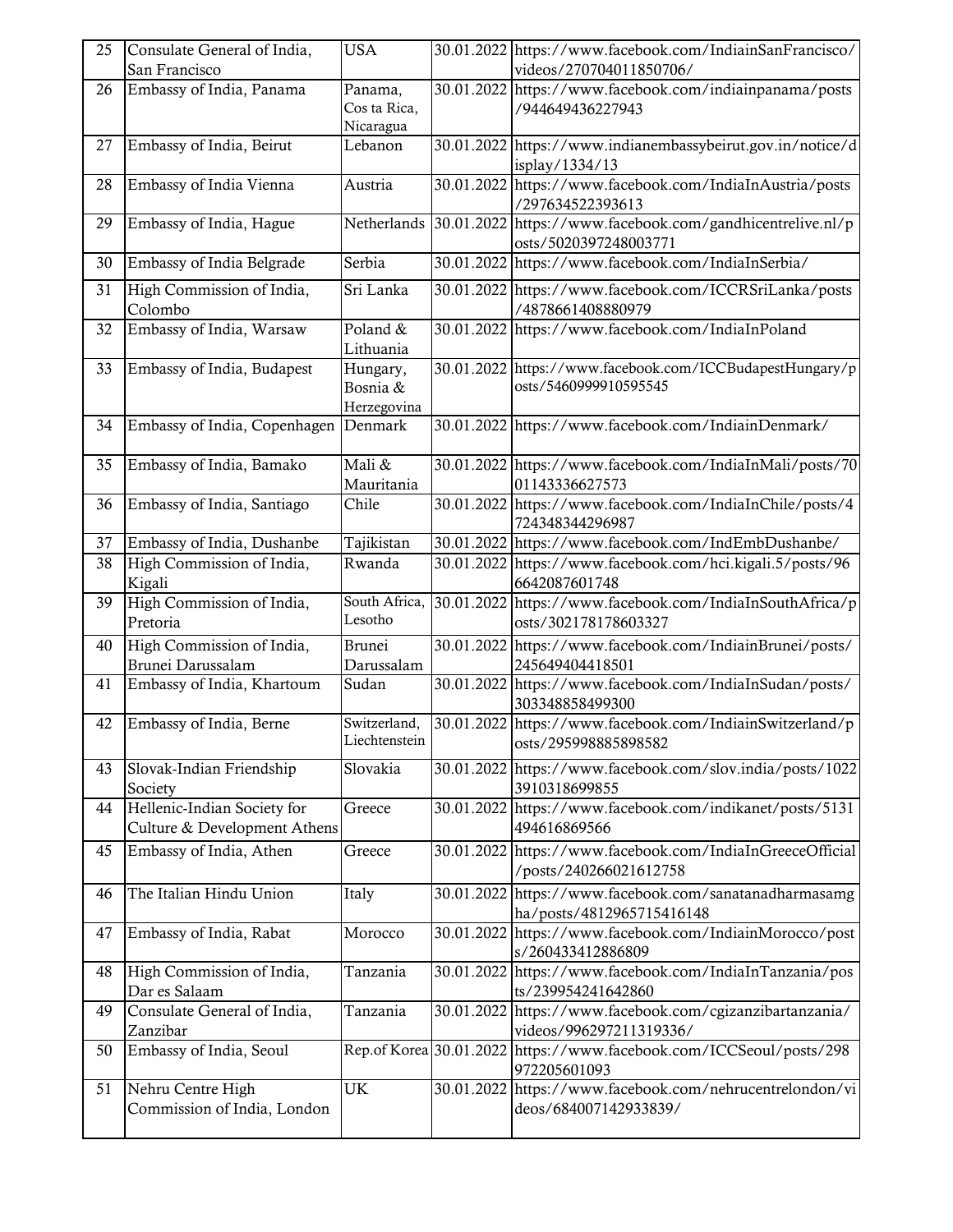| 25 | Consulate General of India, San Francisco | USA | 30.01.2022 | https://www.facebook.com/IndiainSanFrancisco/videos/270704011850706/ |
|---|---|---|---|---|
| 26 | Embassy of India, Panama | Panama, Cos ta Rica, Nicaragua | 30.01.2022 | https://www.facebook.com/indiainpanama/posts/944649436227943 |
| 27 | Embassy of India, Beirut | Lebanon | 30.01.2022 | https://www.indianembassybeirut.gov.in/notice/display/1334/13 |
| 28 | Embassy of India Vienna | Austria | 30.01.2022 | https://www.facebook.com/IndiaInAustria/posts/297634522393613 |
| 29 | Embassy of India, Hague | Netherlands | 30.01.2022 | https://www.facebook.com/gandhicentrelive.nl/posts/5020397248003771 |
| 30 | Embassy of India Belgrade | Serbia | 30.01.2022 | https://www.facebook.com/IndiaInSerbia/ |
| 31 | High Commission of India, Colombo | Sri Lanka | 30.01.2022 | https://www.facebook.com/ICCRSriLanka/posts/4878661408880979 |
| 32 | Embassy of India, Warsaw | Poland & Lithuania | 30.01.2022 | https://www.facebook.com/IndiaInPoland |
| 33 | Embassy of India, Budapest | Hungary, Bosnia & Herzegovina | 30.01.2022 | https://www.facebook.com/ICCBudapestHungary/posts/5460999910595545 |
| 34 | Embassy of India, Copenhagen | Denmark | 30.01.2022 | https://www.facebook.com/IndiainDenmark/ |
| 35 | Embassy of India, Bamako | Mali & Mauritania | 30.01.2022 | https://www.facebook.com/IndiaInMali/posts/7001143336627573 |
| 36 | Embassy of India, Santiago | Chile | 30.01.2022 | https://www.facebook.com/IndiaInChile/posts/4724348344296987 |
| 37 | Embassy of India, Dushanbe | Tajikistan | 30.01.2022 | https://www.facebook.com/IndEmbDushanbe/ |
| 38 | High Commission of India, Kigali | Rwanda | 30.01.2022 | https://www.facebook.com/hci.kigali.5/posts/966642087601748 |
| 39 | High Commission of India, Pretoria | South Africa, Lesotho | 30.01.2022 | https://www.facebook.com/IndiaInSouthAfrica/posts/302178178603327 |
| 40 | High Commission of India, Brunei Darussalam | Brunei Darussalam | 30.01.2022 | https://www.facebook.com/IndiainBrunei/posts/245649404418501 |
| 41 | Embassy of India, Khartoum | Sudan | 30.01.2022 | https://www.facebook.com/IndiaInSudan/posts/303348858499300 |
| 42 | Embassy of India, Berne | Switzerland, Liechtenstein | 30.01.2022 | https://www.facebook.com/IndiainSwitzerland/posts/295998885898582 |
| 43 | Slovak-Indian Friendship Society | Slovakia | 30.01.2022 | https://www.facebook.com/slov.india/posts/10223910318699855 |
| 44 | Hellenic-Indian Society for Culture & Development Athens | Greece | 30.01.2022 | https://www.facebook.com/indikanet/posts/5131494616869566 |
| 45 | Embassy of India, Athen | Greece | 30.01.2022 | https://www.facebook.com/IndiaInGreeceOfficial/posts/240266021612758 |
| 46 | The Italian Hindu Union | Italy | 30.01.2022 | https://www.facebook.com/sanatanadharmasamgha/posts/4812965715416148 |
| 47 | Embassy of India, Rabat | Morocco | 30.01.2022 | https://www.facebook.com/IndiainMorocco/posts/260433412886809 |
| 48 | High Commission of India, Dar es Salaam | Tanzania | 30.01.2022 | https://www.facebook.com/IndiaInTanzania/posts/239954241642860 |
| 49 | Consulate General of India, Zanzibar | Tanzania | 30.01.2022 | https://www.facebook.com/cgizanzibartanzania/videos/996297211319336/ |
| 50 | Embassy of India, Seoul | Rep.of Korea | 30.01.2022 | https://www.facebook.com/ICCSeoul/posts/298972205601093 |
| 51 | Nehru Centre High Commission of India, London | UK | 30.01.2022 | https://www.facebook.com/nehrucentrelondon/videos/684007142933839/ |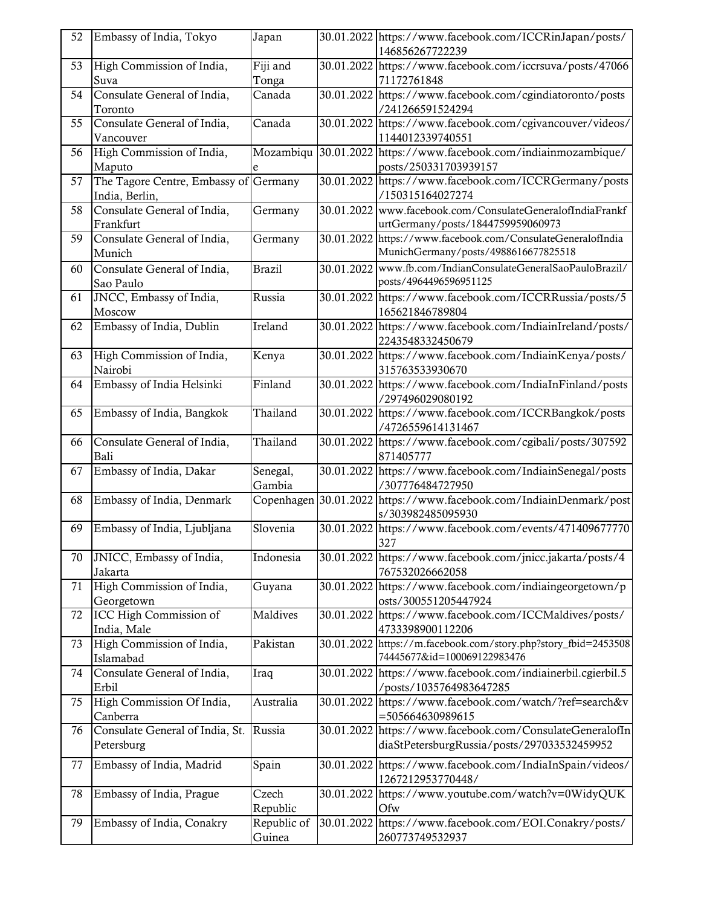| 52 | Embassy of India, Tokyo | Japan | 30.01.2022 | https://www.facebook.com/ICCRinJapan/posts/146856267722239 |
|---|---|---|---|---|
| 53 | High Commission of India, Suva | Fiji and Tonga | 30.01.2022 | https://www.facebook.com/iccrsuva/posts/4706671172761848 |
| 54 | Consulate General of India, Toronto | Canada | 30.01.2022 | https://www.facebook.com/cgindiatoronto/posts/241266591524294 |
| 55 | Consulate General of India, Vancouver | Canada | 30.01.2022 | https://www.facebook.com/cgivancouver/videos/1144012339740551 |
| 56 | High Commission of India, Maputo | Mozambique | 30.01.2022 | https://www.facebook.com/indiainmozambique/posts/250331703939157 |
| 57 | The Tagore Centre, Embassy of India, Berlin, | Germany | 30.01.2022 | https://www.facebook.com/ICCRGermany/posts/150315164027274 |
| 58 | Consulate General of India, Frankfurt | Germany | 30.01.2022 | www.facebook.com/ConsulateGeneralofIndiaFrankfurtGermany/posts/1844759959060973 |
| 59 | Consulate General of India, Munich | Germany | 30.01.2022 | https://www.facebook.com/ConsulateGeneralofIndiaMunichGermany/posts/4988616677825518 |
| 60 | Consulate General of India, Sao Paulo | Brazil | 30.01.2022 | www.fb.com/IndianConsulateGeneralSaoPauloBrazil/posts/4964496596951125 |
| 61 | JNCC, Embassy of India, Moscow | Russia | 30.01.2022 | https://www.facebook.com/ICCRRussia/posts/5165621846789804 |
| 62 | Embassy of India, Dublin | Ireland | 30.01.2022 | https://www.facebook.com/IndiainIreland/posts/2243548332450679 |
| 63 | High Commission of India, Nairobi | Kenya | 30.01.2022 | https://www.facebook.com/IndiainKenya/posts/315763533930670 |
| 64 | Embassy of India Helsinki | Finland | 30.01.2022 | https://www.facebook.com/IndiaInFinland/posts/297496029080192 |
| 65 | Embassy of India, Bangkok | Thailand | 30.01.2022 | https://www.facebook.com/ICCRBangkok/posts/4726559614131467 |
| 66 | Consulate General of India, Bali | Thailand | 30.01.2022 | https://www.facebook.com/cgibali/posts/307592871405777 |
| 67 | Embassy of India, Dakar | Senegal, Gambia | 30.01.2022 | https://www.facebook.com/IndiainSenegal/posts/307776484727950 |
| 68 | Embassy of India, Denmark | Copenhagen | 30.01.2022 | https://www.facebook.com/IndiainDenmark/posts/303982485095930 |
| 69 | Embassy of India, Ljubljana | Slovenia | 30.01.2022 | https://www.facebook.com/events/471409677770327 |
| 70 | JNICC, Embassy of India, Jakarta | Indonesia | 30.01.2022 | https://www.facebook.com/jnicc.jakarta/posts/4767532026662058 |
| 71 | High Commission of India, Georgetown | Guyana | 30.01.2022 | https://www.facebook.com/indiaingeorgetown/posts/300551205447924 |
| 72 | ICC High Commission of India, Male | Maldives | 30.01.2022 | https://www.facebook.com/ICCMaldives/posts/4733398900112206 |
| 73 | High Commission of India, Islamabad | Pakistan | 30.01.2022 | https://m.facebook.com/story.php?story_fbid=245350874445677&id=100069122983476 |
| 74 | Consulate General of India, Erbil | Iraq | 30.01.2022 | https://www.facebook.com/indiainerbil.cgierbil.5/posts/1035764983647285 |
| 75 | High Commission Of India, Canberra | Australia | 30.01.2022 | https://www.facebook.com/watch/?ref=search&v=505664630989615 |
| 76 | Consulate General of India, St. Petersburg | Russia | 30.01.2022 | https://www.facebook.com/ConsulateGeneralofIndiaStPetersburgRussia/posts/297033532459952 |
| 77 | Embassy of India, Madrid | Spain | 30.01.2022 | https://www.facebook.com/IndiaInSpain/videos/1267212953770448/ |
| 78 | Embassy of India, Prague | Czech Republic | 30.01.2022 | https://www.youtube.com/watch?v=0WidyQUKOfw |
| 79 | Embassy of India, Conakry | Republic of Guinea | 30.01.2022 | https://www.facebook.com/EOI.Conakry/posts/260773749532937 |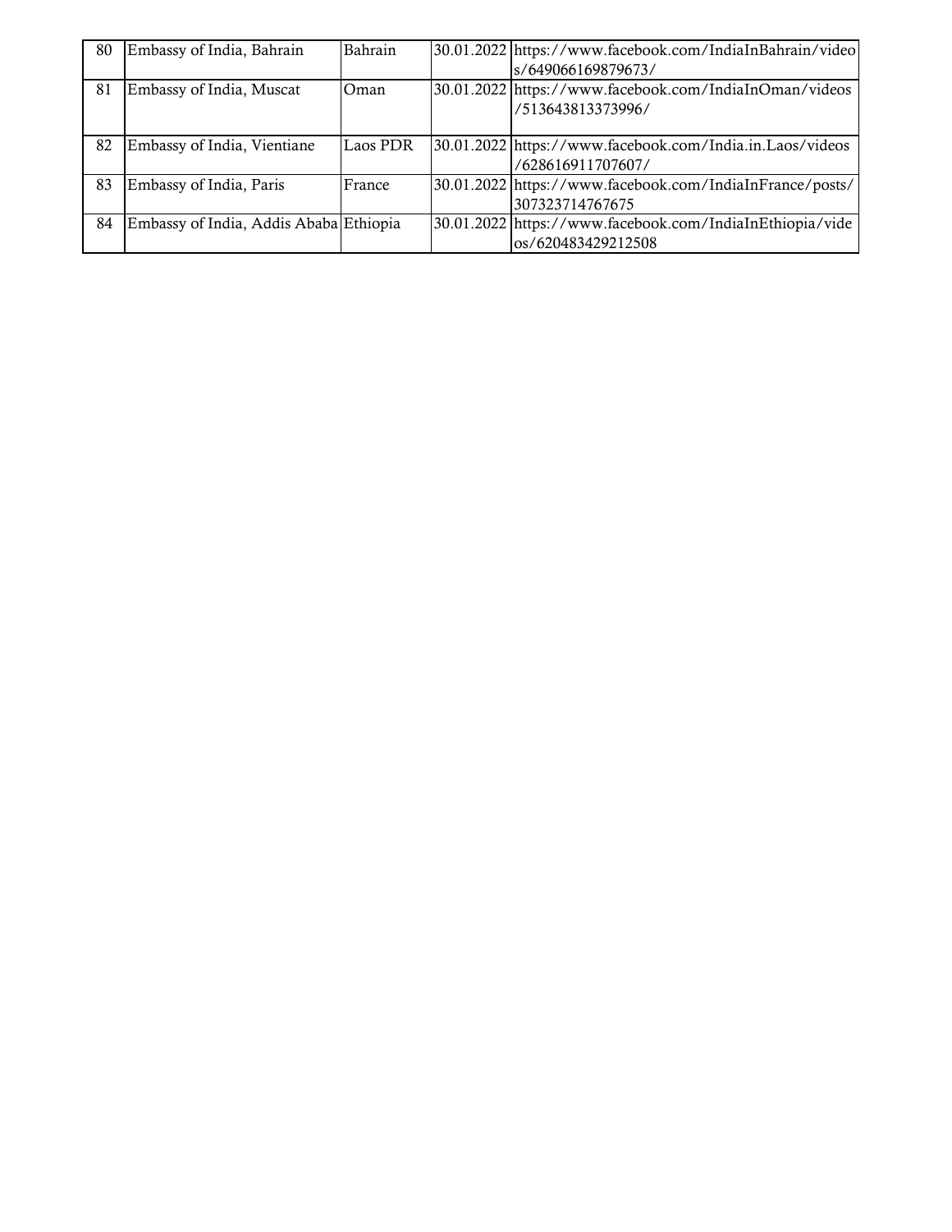| | | | | |
|---|---|---|---|---|
| 80 | Embassy of India, Bahrain | Bahrain | 30.01.2022 | https://www.facebook.com/IndiaInBahrain/videos/649066169879673/ |
| 81 | Embassy of India, Muscat | Oman | 30.01.2022 | https://www.facebook.com/IndiaInOman/videos/513643813373996/ |
| 82 | Embassy of India, Vientiane | Laos PDR | 30.01.2022 | https://www.facebook.com/India.in.Laos/videos/628616911707607/ |
| 83 | Embassy of India, Paris | France | 30.01.2022 | https://www.facebook.com/IndiaInFrance/posts/307323714767675 |
| 84 | Embassy of India, Addis Ababa | Ethiopia | 30.01.2022 | https://www.facebook.com/IndiaInEthiopia/videos/620483429212508 |